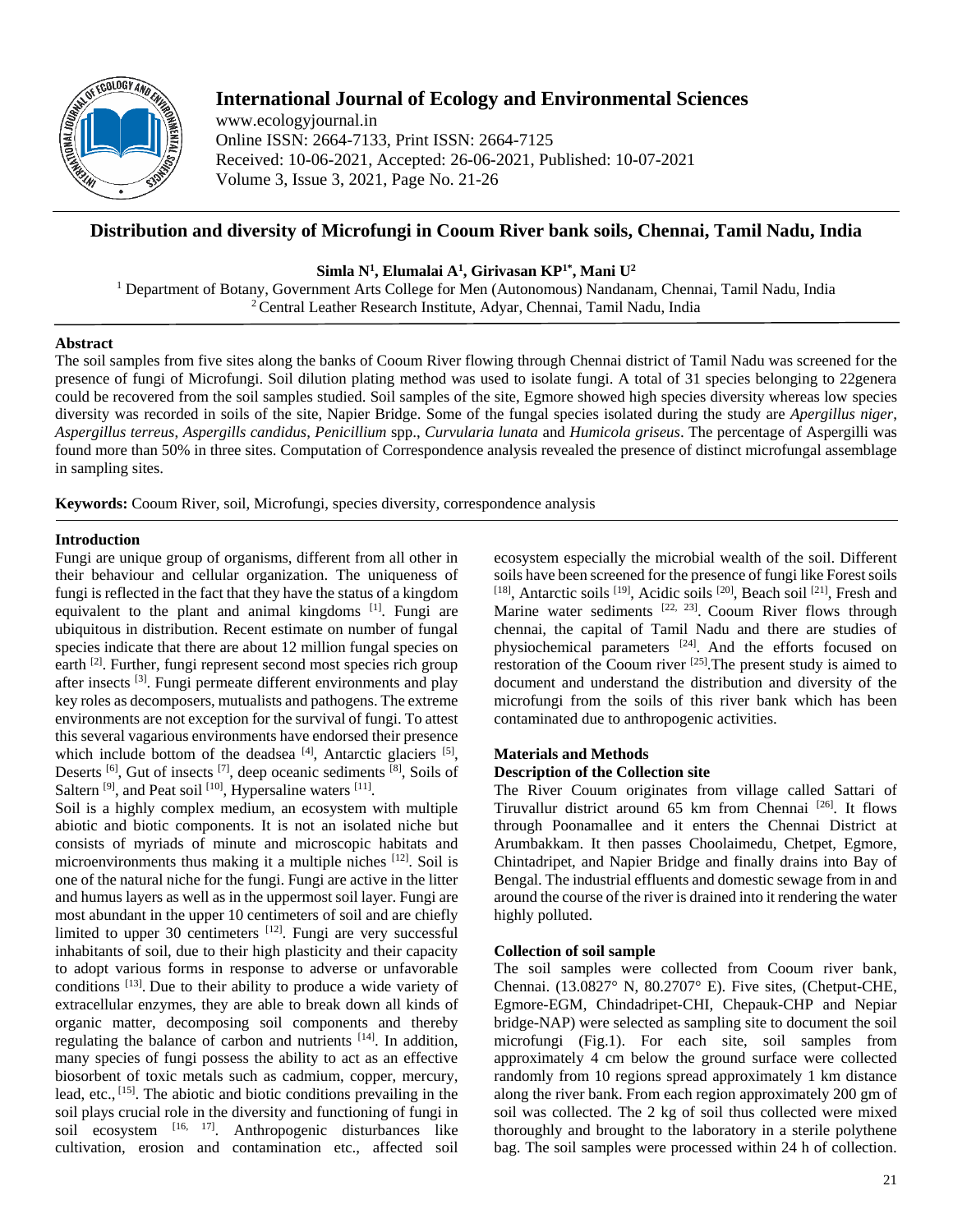# Distribution and diversity of Microfungi in Cooum River bank soils, Chennai, Tamil Nadu, India

**Simla N[1], Elumalai A[1], Girivasan KP[1*], Mani U[2]**

[1] Department of Botany, Government Arts College for Men (Autonomous) Nandanam, Chennai, Tamil Nadu, India
[2] Central Leather Research Institute, Adyar, Chennai, Tamil Nadu, India

## Abstract

The soil samples from five sites along the banks of Cooum River flowing through Chennai district of Tamil Nadu was screened for the presence of fungi of Microfungi. Soil dilution plating method was used to isolate fungi. A total of 31 species belonging to 22genera could be recovered from the soil samples studied. Soil samples of the site, Egmore showed high species diversity whereas low species diversity was recorded in soils of the site, Napier Bridge. Some of the fungal species isolated during the study are *Apergillus niger*, *Aspergillus terreus*, *Aspergills candidus*, *Penicillium* spp., *Curvularia lunata* and *Humicola griseus*. The percentage of Aspergilli was found more than 50% in three sites. Computation of Correspondence analysis revealed the presence of distinct microfungal assemblage in sampling sites.

**Keywords:** Cooum River, soil, Microfungi, species diversity, correspondence analysis

## Introduction

Fungi are unique group of organisms, different from all other in their behaviour and cellular organization. The uniqueness of fungi is reflected in the fact that they have the status of a kingdom equivalent to the plant and animal kingdoms [1]. Fungi are ubiquitous in distribution. Recent estimate on number of fungal species indicate that there are about 12 million fungal species on earth [2]. Further, fungi represent second most species rich group after insects [3]. Fungi permeate different environments and play key roles as decomposers, mutualists and pathogens. The extreme environments are not exception for the survival of fungi. To attest this several vagarious environments have endorsed their presence which include bottom of the deadsea [4], Antarctic glaciers [5], Deserts [6], Gut of insects [7], deep oceanic sediments [8], Soils of Saltern [9], and Peat soil [10], Hypersaline waters [11].

Soil is a highly complex medium, an ecosystem with multiple abiotic and biotic components. It is not an isolated niche but consists of myriads of minute and microscopic habitats and microenvironments thus making it a multiple niches [12]. Soil is one of the natural niche for the fungi. Fungi are active in the litter and humus layers as well as in the uppermost soil layer. Fungi are most abundant in the upper 10 centimeters of soil and are chiefly limited to upper 30 centimeters [12]. Fungi are very successful inhabitants of soil, due to their high plasticity and their capacity to adopt various forms in response to adverse or unfavorable conditions [13]. Due to their ability to produce a wide variety of extracellular enzymes, they are able to break down all kinds of organic matter, decomposing soil components and thereby regulating the balance of carbon and nutrients [14]. In addition, many species of fungi possess the ability to act as an effective biosorbent of toxic metals such as cadmium, copper, mercury, lead, etc., [15]. The abiotic and biotic conditions prevailing in the soil plays crucial role in the diversity and functioning of fungi in soil ecosystem [16, 17]. Anthropogenic disturbances like cultivation, erosion and contamination etc., affected soil ecosystem especially the microbial wealth of the soil. Different soils have been screened for the presence of fungi like Forest soils [18], Antarctic soils [19], Acidic soils [20], Beach soil [21], Fresh and Marine water sediments [22, 23]. Cooum River flows through chennai, the capital of Tamil Nadu and there are studies of physiochemical parameters [24]. And the efforts focused on restoration of the Cooum river [25].The present study is aimed to document and understand the distribution and diversity of the microfungi from the soils of this river bank which has been contaminated due to anthropogenic activities.

## Materials and Methods

### Description of the Collection site

The River Couum originates from village called Sattari of Tiruvallur district around 65 km from Chennai [26]. It flows through Poonamallee and it enters the Chennai District at Arumbakkam. It then passes Choolaimedu, Chetpet, Egmore, Chintadripet, and Napier Bridge and finally drains into Bay of Bengal. The industrial effluents and domestic sewage from in and around the course of the river is drained into it rendering the water highly polluted.

### Collection of soil sample

The soil samples were collected from Cooum river bank, Chennai. (13.0827° N, 80.2707° E). Five sites, (Chetput-CHE, Egmore-EGM, Chindadripet-CHI, Chepauk-CHP and Nepiar bridge-NAP) were selected as sampling site to document the soil microfungi (Fig.1). For each site, soil samples from approximately 4 cm below the ground surface were collected randomly from 10 regions spread approximately 1 km distance along the river bank. From each region approximately 200 gm of soil was collected. The 2 kg of soil thus collected were mixed thoroughly and brought to the laboratory in a sterile polythene bag. The soil samples were processed within 24 h of collection.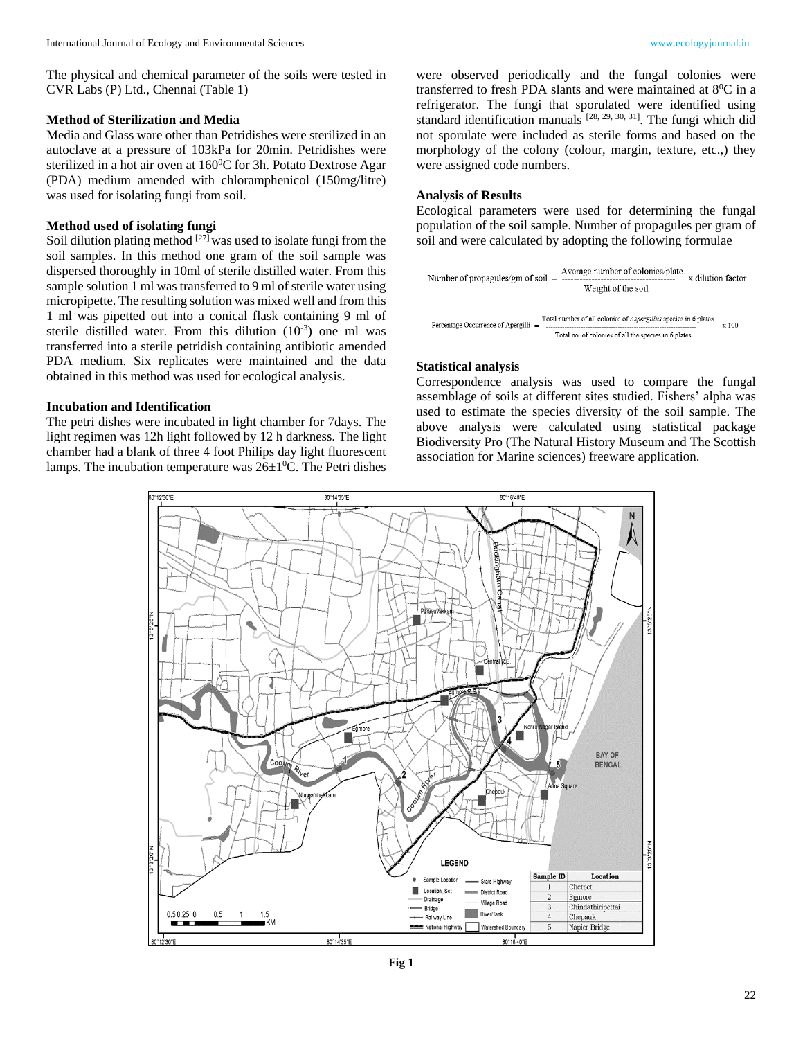The physical and chemical parameter of the soils were tested in CVR Labs (P) Ltd., Chennai (Table 1)

### Method of Sterilization and Media

Media and Glass ware other than Petridishes were sterilized in an autoclave at a pressure of 103kPa for 20min. Petridishes were sterilized in a hot air oven at $160^0$C for 3h. Potato Dextrose Agar (PDA) medium amended with chloramphenicol (150mg/litre) was used for isolating fungi from soil.

### Method used of isolating fungi

Soil dilution plating method [27] was used to isolate fungi from the soil samples. In this method one gram of the soil sample was dispersed thoroughly in 10ml of sterile distilled water. From this sample solution 1 ml was transferred to 9 ml of sterile water using micropipette. The resulting solution was mixed well and from this 1 ml was pipetted out into a conical flask containing 9 ml of sterile distilled water. From this dilution ($10^{-3}$) one ml was transferred into a sterile petridish containing antibiotic amended PDA medium. Six replicates were maintained and the data obtained in this method was used for ecological analysis.

### Incubation and Identification

The petri dishes were incubated in light chamber for 7days. The light regimen was 12h light followed by 12 h darkness. The light chamber had a blank of three 4 foot Philips day light fluorescent lamps. The incubation temperature was $26\pm1^0$C. The Petri dishes were observed periodically and the fungal colonies were transferred to fresh PDA slants and were maintained at $8^0$C in a refrigerator. The fungi that sporulated were identified using standard identification manuals [28, 29, 30, 31]. The fungi which did not sporulate were included as sterile forms and based on the morphology of the colony (colour, margin, texture, etc.,) they were assigned code numbers.

### Analysis of Results

Ecological parameters were used for determining the fungal population of the soil sample. Number of propagules per gram of soil and were calculated by adopting the following formulae

$$\text{Number of propagules/gm of soil} = \frac{\text{Average number of colonies/plate}}{\text{Weight of the soil}} \times \text{dilution factor}$$

$$\text{Percentage Occurrence of Apergilli} = \frac{\text{Total number of all colonies of } \textit{Aspergillus} \text{ species in 6 plates}}{\text{Total no. of colonies of all the species in 6 plates}} \times 100$$

### Statistical analysis

Correspondence analysis was used to compare the fungal assemblage of soils at different sites studied. Fishers' alpha was used to estimate the species diversity of the soil sample. The above analysis were calculated using statistical package Biodiversity Pro (The Natural History Museum and The Scottish association for Marine sciences) freeware application.

| Sample ID | Location |
|---|---|
| 1 | Chetpet |
| 2 | Egmore |
| 3 | Chindathiripettai |
| 4 | Chepauk |
| 5 | Napier Bridge |

Fig 1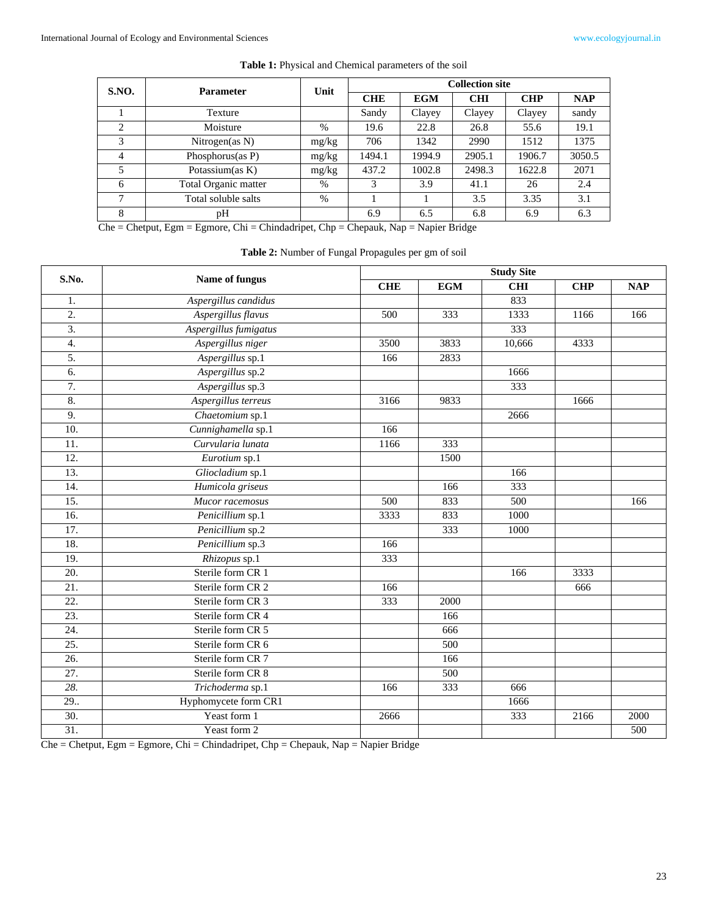**Table 1:** Physical and Chemical parameters of the soil

| S.NO. | Parameter | Unit | Collection site | | | | |
|---|---|---|---|---|---|---|---|
| | | | CHE | EGM | CHI | CHP | NAP |
| 1 | Texture | | Sandy | Clayey | Clayey | Clayey | sandy |
| 2 | Moisture | % | 19.6 | 22.8 | 26.8 | 55.6 | 19.1 |
| 3 | Nitrogen(as N) | mg/kg | 706 | 1342 | 2990 | 1512 | 1375 |
| 4 | Phosphorus(as P) | mg/kg | 1494.1 | 1994.9 | 2905.1 | 1906.7 | 3050.5 |
| 5 | Potassium(as K) | mg/kg | 437.2 | 1002.8 | 2498.3 | 1622.8 | 2071 |
| 6 | Total Organic matter | % | 3 | 3.9 | 41.1 | 26 | 2.4 |
| 7 | Total soluble salts | % | 1 | 1 | 3.5 | 3.35 | 3.1 |
| 8 | pH | | 6.9 | 6.5 | 6.8 | 6.9 | 6.3 |

Che = Chetput, Egm = Egmore, Chi = Chindadripet, Chp = Chepauk, Nap = Napier Bridge

**Table 2:** Number of Fungal Propagules per gm of soil

| S.No. | Name of fungus | Study Site | | | | |
|---|---|---|---|---|---|---|
| | | CHE | EGM | CHI | CHP | NAP |
| 1. | *Aspergillus candidus* | | | 833 | | |
| 2. | *Aspergillus flavus* | 500 | 333 | 1333 | 1166 | 166 |
| 3. | *Aspergillus fumigatus* | | | 333 | | |
| 4. | *Aspergillus niger* | 3500 | 3833 | 10,666 | 4333 | |
| 5. | *Aspergillus* sp.1 | 166 | 2833 | | | |
| 6. | *Aspergillus* sp.2 | | | 1666 | | |
| 7. | *Aspergillus* sp.3 | | | 333 | | |
| 8. | *Aspergillus terreus* | 3166 | 9833 | | 1666 | |
| 9. | *Chaetomium* sp.1 | | | 2666 | | |
| 10. | *Cunnighamella* sp.1 | 166 | | | | |
| 11. | *Curvularia lunata* | 1166 | 333 | | | |
| 12. | *Eurotium* sp.1 | | 1500 | | | |
| 13. | *Gliocladium* sp.1 | | | 166 | | |
| 14. | *Humicola griseus* | | 166 | 333 | | |
| 15. | *Mucor racemosus* | 500 | 833 | 500 | | 166 |
| 16. | *Penicillium* sp.1 | 3333 | 833 | 1000 | | |
| 17. | *Penicillium* sp.2 | | 333 | 1000 | | |
| 18. | *Penicillium* sp.3 | 166 | | | | |
| 19. | *Rhizopus* sp.1 | 333 | | | | |
| 20. | Sterile form CR 1 | | | 166 | 3333 | |
| 21. | Sterile form CR 2 | 166 | | | 666 | |
| 22. | Sterile form CR 3 | 333 | 2000 | | | |
| 23. | Sterile form CR 4 | | 166 | | | |
| 24. | Sterile form CR 5 | | 666 | | | |
| 25. | Sterile form CR 6 | | 500 | | | |
| 26. | Sterile form CR 7 | | 166 | | | |
| 27. | Sterile form CR 8 | | 500 | | | |
| *28.* | *Trichoderma* sp.1 | 166 | 333 | 666 | | |
| 29.. | Hyphomycete form CR1 | | | 1666 | | |
| 30. | Yeast form 1 | 2666 | | 333 | 2166 | 2000 |
| 31. | Yeast form 2 | | | | | 500 |

Che = Chetput, Egm = Egmore, Chi = Chindadripet, Chp = Chepauk, Nap = Napier Bridge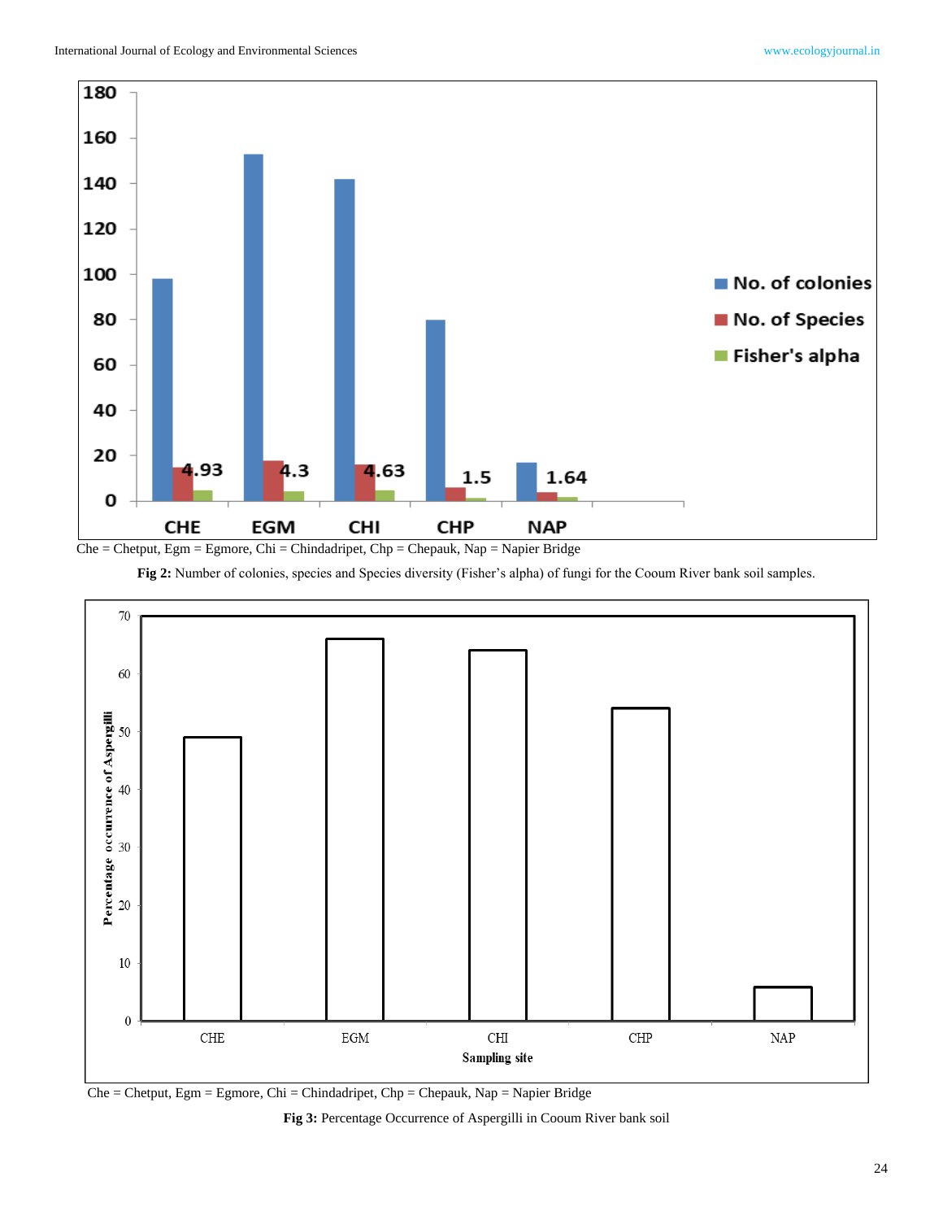Che = Chetput, Egm = Egmore, Chi = Chindadripet, Chp = Chepauk, Nap = Napier Bridge

**Fig 2:** Number of colonies, species and Species diversity (Fisher's alpha) of fungi for the Cooum River bank soil samples.

Che = Chetput, Egm = Egmore, Chi = Chindadripet, Chp = Chepauk, Nap = Napier Bridge

**Fig 3:** Percentage Occurrence of Aspergilli in Cooum River bank soil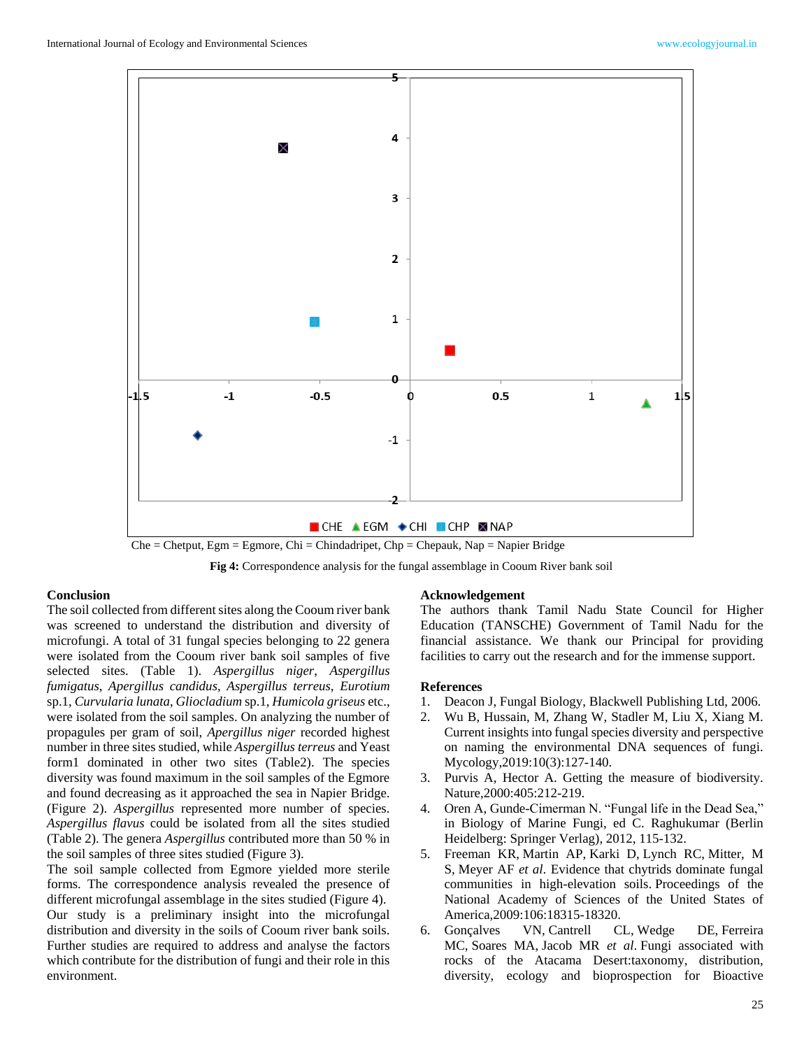Che = Chetput, Egm = Egmore, Chi = Chindadripet, Chp = Chepauk, Nap = Napier Bridge

**Fig 4:** Correspondence analysis for the fungal assemblage in Cooum River bank soil

## Conclusion

The soil collected from different sites along the Cooum river bank was screened to understand the distribution and diversity of microfungi. A total of 31 fungal species belonging to 22 genera were isolated from the Cooum river bank soil samples of five selected sites. (Table 1). *Aspergillus niger*, *Aspergillus fumigatus*, *Apergillus candidus*, *Aspergillus terreus*, *Eurotium* sp.1, *Curvularia lunata*, *Gliocladium* sp.1, *Humicola griseus* etc., were isolated from the soil samples. On analyzing the number of propagules per gram of soil, *Apergillus niger* recorded highest number in three sites studied, while *Aspergillus terreus* and Yeast form1 dominated in other two sites (Table2). The species diversity was found maximum in the soil samples of the Egmore and found decreasing as it approached the sea in Napier Bridge. (Figure 2). *Aspergillus* represented more number of species. *Aspergillus flavus* could be isolated from all the sites studied (Table 2). The genera *Aspergillus* contributed more than 50 % in the soil samples of three sites studied (Figure 3).

The soil sample collected from Egmore yielded more sterile forms. The correspondence analysis revealed the presence of different microfungal assemblage in the sites studied (Figure 4).

Our study is a preliminary insight into the microfungal distribution and diversity in the soils of Cooum river bank soils. Further studies are required to address and analyse the factors which contribute for the distribution of fungi and their role in this environment.

## Acknowledgement

The authors thank Tamil Nadu State Council for Higher Education (TANSCHE) Government of Tamil Nadu for the financial assistance. We thank our Principal for providing facilities to carry out the research and for the immense support.

## References

1. Deacon J, Fungal Biology, Blackwell Publishing Ltd, 2006.
2. Wu B, Hussain, M, Zhang W, Stadler M, Liu X, Xiang M. Current insights into fungal species diversity and perspective on naming the environmental DNA sequences of fungi. Mycology,2019:10(3):127-140.
3. Purvis A, Hector A. Getting the measure of biodiversity. Nature,2000:405:212-219.
4. Oren A, Gunde-Cimerman N. "Fungal life in the Dead Sea," in Biology of Marine Fungi, ed C. Raghukumar (Berlin Heidelberg: Springer Verlag), 2012, 115-132.
5. Freeman KR, Martin AP, Karki D, Lynch RC, Mitter, M S, Meyer AF *et al*. Evidence that chytrids dominate fungal communities in high-elevation soils. Proceedings of the National Academy of Sciences of the United States of America,2009:106:18315-18320.
6. Gonçalves VN, Cantrell CL, Wedge DE, Ferreira MC, Soares MA, Jacob MR *et al*. Fungi associated with rocks of the Atacama Desert:taxonomy, distribution, diversity, ecology and bioprospection for Bioactive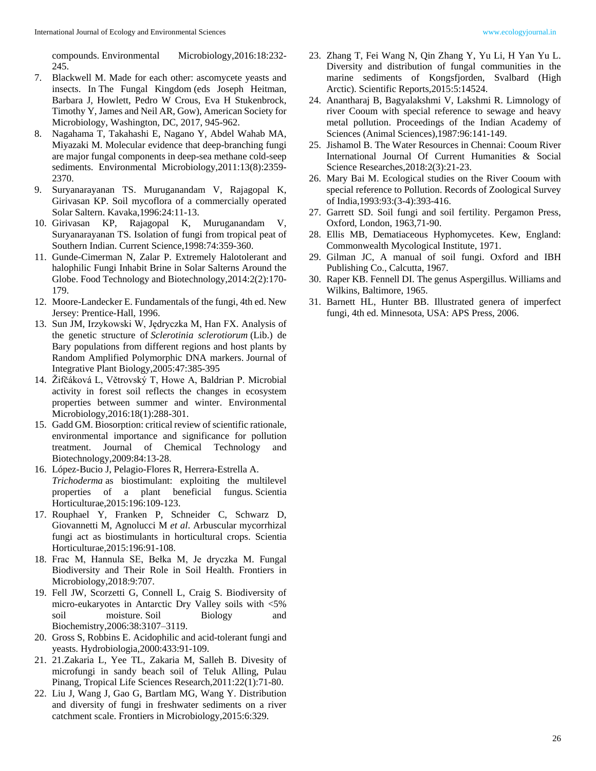compounds. Environmental Microbiology,2016:18:232-245.

7. Blackwell M. Made for each other: ascomycete yeasts and insects. In The Fungal Kingdom (eds Joseph Heitman, Barbara J, Howlett, Pedro W Crous, Eva H Stukenbrock, Timothy Y, James and Neil AR, Gow), American Society for Microbiology, Washington, DC, 2017, 945-962.
8. Nagahama T, Takahashi E, Nagano Y, Abdel Wahab MA, Miyazaki M. Molecular evidence that deep-branching fungi are major fungal components in deep-sea methane cold-seep sediments. Environmental Microbiology,2011:13(8):2359-2370.
9. Suryanarayanan TS. Muruganandam V, Rajagopal K, Girivasan KP. Soil mycoflora of a commercially operated Solar Saltern. Kavaka,1996:24:11-13.
10. Girivasan KP, Rajagopal K, Muruganandam V, Suryanarayanan TS. Isolation of fungi from tropical peat of Southern Indian. Current Science,1998:74:359-360.
11. Gunde-Cimerman N, Zalar P. Extremely Halotolerant and halophilic Fungi Inhabit Brine in Solar Salterns Around the Globe. Food Technology and Biotechnology,2014:2(2):170-179.
12. Moore-Landecker E. Fundamentals of the fungi, 4th ed. New Jersey: Prentice-Hall, 1996.
13. Sun JM, Irzykowski W, Jędryczka M, Han FX. Analysis of the genetic structure of *Sclerotinia sclerotiorum* (Lib.) de Bary populations from different regions and host plants by Random Amplified Polymorphic DNA markers. Journal of Integrative Plant Biology,2005:47:385-395
14. Žifčáková L, Větrovský T, Howe A, Baldrian P. Microbial activity in forest soil reflects the changes in ecosystem properties between summer and winter. Environmental Microbiology,2016:18(1):288-301.
15. Gadd GM. Biosorption: critical review of scientific rationale, environmental importance and significance for pollution treatment. Journal of Chemical Technology and Biotechnology,2009:84:13-28.
16. López-Bucio J, Pelagio-Flores R, Herrera-Estrella A. *Trichoderma* as biostimulant: exploiting the multilevel properties of a plant beneficial fungus. Scientia Horticulturae,2015:196:109-123.
17. Rouphael Y, Franken P, Schneider C, Schwarz D, Giovannetti M, Agnolucci M *et al*. Arbuscular mycorrhizal fungi act as biostimulants in horticultural crops. Scientia Horticulturae,2015:196:91-108.
18. Frac M, Hannula SE, Bełka M, Je dryczka M. Fungal Biodiversity and Their Role in Soil Health. Frontiers in Microbiology,2018:9:707.
19. Fell JW, Scorzetti G, Connell L, Craig S. Biodiversity of micro-eukaryotes in Antarctic Dry Valley soils with <5% soil moisture. Soil Biology and Biochemistry,2006:38:3107–3119.
20. Gross S, Robbins E. Acidophilic and acid-tolerant fungi and yeasts. Hydrobiologia,2000:433:91-109.
21. 21.Zakaria L, Yee TL, Zakaria M, Salleh B. Divesity of microfungi in sandy beach soil of Teluk Alling, Pulau Pinang, Tropical Life Sciences Research,2011:22(1):71-80.
22. Liu J, Wang J, Gao G, Bartlam MG, Wang Y. Distribution and diversity of fungi in freshwater sediments on a river catchment scale. Frontiers in Microbiology,2015:6:329.
23. Zhang T, Fei Wang N, Qin Zhang Y, Yu Li, H Yan Yu L. Diversity and distribution of fungal communities in the marine sediments of Kongsfjorden, Svalbard (High Arctic). Scientific Reports,2015:5:14524.
24. Anantharaj B, Bagyalakshmi V, Lakshmi R. Limnology of river Cooum with special reference to sewage and heavy metal pollution. Proceedings of the Indian Academy of Sciences (Animal Sciences),1987:96:141-149.
25. Jishamol B. The Water Resources in Chennai: Cooum River International Journal Of Current Humanities & Social Science Researches,2018:2(3):21-23.
26. Mary Bai M. Ecological studies on the River Cooum with special reference to Pollution. Records of Zoological Survey of India,1993:93:(3-4):393-416.
27. Garrett SD. Soil fungi and soil fertility. Pergamon Press, Oxford, London, 1963,71-90.
28. Ellis MB, Dematiaceous Hyphomycetes. Kew, England: Commonwealth Mycological Institute, 1971.
29. Gilman JC, A manual of soil fungi. Oxford and IBH Publishing Co., Calcutta, 1967.
30. Raper KB. Fennell DI. The genus Aspergillus. Williams and Wilkins, Baltimore, 1965.
31. Barnett HL, Hunter BB. Illustrated genera of imperfect fungi, 4th ed. Minnesota, USA: APS Press, 2006.